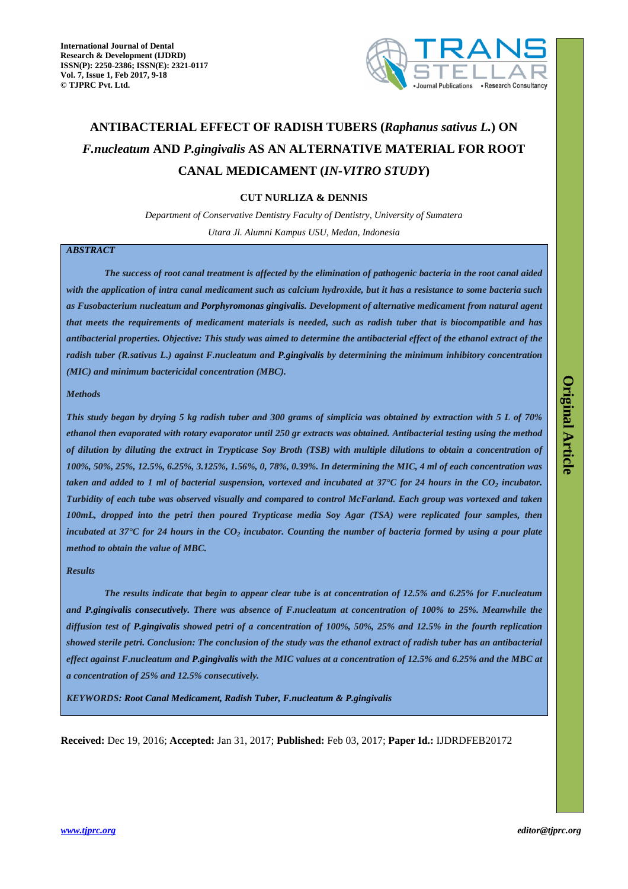International Journal of Dental Research & Development (IJDRD)
ISSN(P): 2250-2386; ISSN(E): 2321-0117
Vol. 7, Issue 1, Feb 2017, 9-18
© TJPRC Pvt. Ltd.

# ANTIBACTERIAL EFFECT OF RADISH TUBERS (*Raphanus sativus L.*) ON *F.nucleatum* AND *P.gingivalis* AS AN ALTERNATIVE MATERIAL FOR ROOT CANAL MEDICAMENT (*IN-VITRO STUDY*)

**CUT NURLIZA & DENNIS**

*Department of Conservative Dentistry Faculty of Dentistry, University of Sumatera Utara Jl. Alumni Kampus USU, Medan, Indonesia*

***ABSTRACT***

***The success of root canal treatment is affected by the elimination of pathogenic bacteria in the root canal aided with the application of intra canal medicament such as calcium hydroxide, but it has a resistance to some bacteria such as Fusobacterium nucleatum and Porphyromonas gingivalis. Development of alternative medicament from natural agent that meets the requirements of medicament materials is needed, such as radish tuber that is biocompatible and has antibacterial properties. Objective: This study was aimed to determine the antibacterial effect of the ethanol extract of the radish tuber (R.sativus L.) against F.nucleatum and P.gingivalis by determining the minimum inhibitory concentration (MIC) and minimum bactericidal concentration (MBC).***

***Methods***

***This study began by drying 5 kg radish tuber and 300 grams of simplicia was obtained by extraction with 5 L of 70% ethanol then evaporated with rotary evaporator until 250 gr extracts was obtained. Antibacterial testing using the method of dilution by diluting the extract in Trypticase Soy Broth (TSB) with multiple dilutions to obtain a concentration of 100%, 50%, 25%, 12.5%, 6.25%, 3.125%, 1.56%, 0, 78%, 0.39%. In determining the MIC, 4 ml of each concentration was taken and added to 1 ml of bacterial suspension, vortexed and incubated at 37°C for 24 hours in the $CO_2$ incubator. Turbidity of each tube was observed visually and compared to control McFarland. Each group was vortexed and taken 100mL, dropped into the petri then poured Trypticase media Soy Agar (TSA) were replicated four samples, then incubated at 37°C for 24 hours in the $CO_2$ incubator. Counting the number of bacteria formed by using a pour plate method to obtain the value of MBC.***

***Results***

***The results indicate that begin to appear clear tube is at concentration of 12.5% and 6.25% for F.nucleatum and P.gingivalis consecutively. There was absence of F.nucleatum at concentration of 100% to 25%. Meanwhile the diffusion test of P.gingivalis showed petri of a concentration of 100%, 50%, 25% and 12.5% in the fourth replication showed sterile petri. Conclusion: The conclusion of the study was the ethanol extract of radish tuber has an antibacterial effect against F.nucleatum and P.gingivalis with the MIC values at a concentration of 12.5% and 6.25% and the MBC at a concentration of 25% and 12.5% consecutively.***

***KEYWORDS: Root Canal Medicament, Radish Tuber, F.nucleatum & P.gingivalis***

**Received:** Dec 19, 2016; **Accepted:** Jan 31, 2017; **Published:** Feb 03, 2017; **Paper Id.:** IJDRDFEB20172

**Original Article**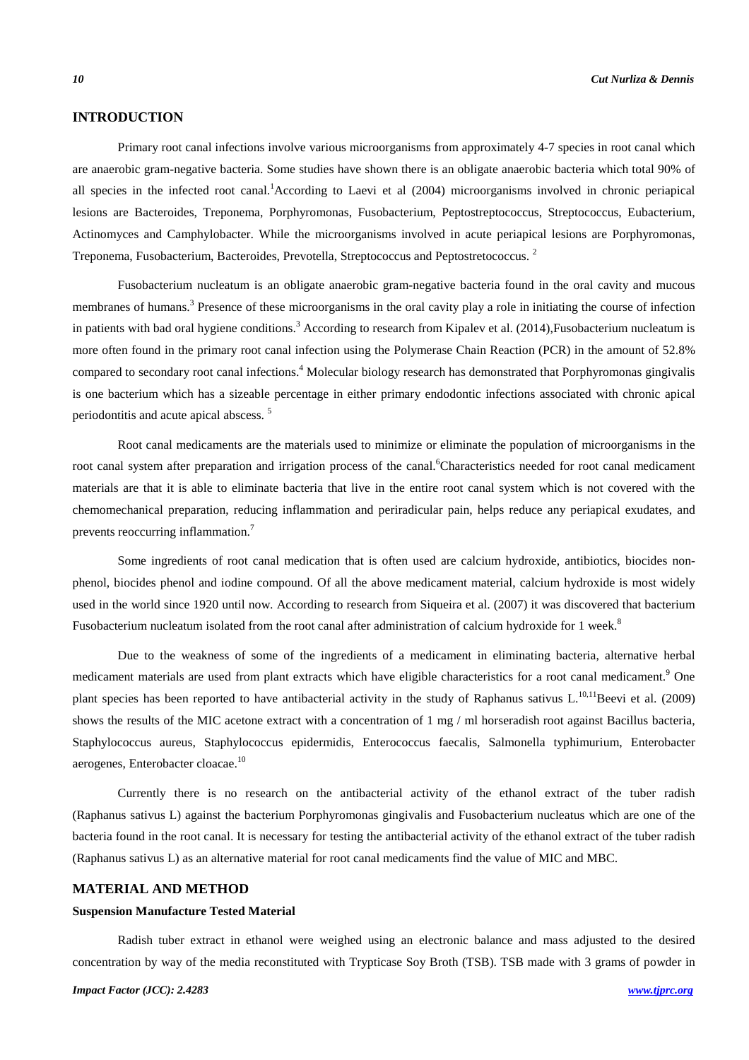## INTRODUCTION

Primary root canal infections involve various microorganisms from approximately 4-7 species in root canal which are anaerobic gram-negative bacteria. Some studies have shown there is an obligate anaerobic bacteria which total 90% of all species in the infected root canal.[1]According to Laevi et al (2004) microorganisms involved in chronic periapical lesions are Bacteroides, Treponema, Porphyromonas, Fusobacterium, Peptostreptococcus, Streptococcus, Eubacterium, Actinomyces and Camphylobacter. While the microorganisms involved in acute periapical lesions are Porphyromonas, Treponema, Fusobacterium, Bacteroides, Prevotella, Streptococcus and Peptostretococcus. [2]

Fusobacterium nucleatum is an obligate anaerobic gram-negative bacteria found in the oral cavity and mucous membranes of humans.[3] Presence of these microorganisms in the oral cavity play a role in initiating the course of infection in patients with bad oral hygiene conditions.[3] According to research from Kipalev et al. (2014),Fusobacterium nucleatum is more often found in the primary root canal infection using the Polymerase Chain Reaction (PCR) in the amount of 52.8% compared to secondary root canal infections.[4] Molecular biology research has demonstrated that Porphyromonas gingivalis is one bacterium which has a sizeable percentage in either primary endodontic infections associated with chronic apical periodontitis and acute apical abscess. [5]

Root canal medicaments are the materials used to minimize or eliminate the population of microorganisms in the root canal system after preparation and irrigation process of the canal.[6]Characteristics needed for root canal medicament materials are that it is able to eliminate bacteria that live in the entire root canal system which is not covered with the chemomechanical preparation, reducing inflammation and periradicular pain, helps reduce any periapical exudates, and prevents reoccurring inflammation.[7]

Some ingredients of root canal medication that is often used are calcium hydroxide, antibiotics, biocides non-phenol, biocides phenol and iodine compound. Of all the above medicament material, calcium hydroxide is most widely used in the world since 1920 until now. According to research from Siqueira et al. (2007) it was discovered that bacterium Fusobacterium nucleatum isolated from the root canal after administration of calcium hydroxide for 1 week.[8]

Due to the weakness of some of the ingredients of a medicament in eliminating bacteria, alternative herbal medicament materials are used from plant extracts which have eligible characteristics for a root canal medicament.[9] One plant species has been reported to have antibacterial activity in the study of Raphanus sativus L.[10,11]Beevi et al. (2009) shows the results of the MIC acetone extract with a concentration of 1 mg / ml horseradish root against Bacillus bacteria, Staphylococcus aureus, Staphylococcus epidermidis, Enterococcus faecalis, Salmonella typhimurium, Enterobacter aerogenes, Enterobacter cloacae.[10]

Currently there is no research on the antibacterial activity of the ethanol extract of the tuber radish (Raphanus sativus L) against the bacterium Porphyromonas gingivalis and Fusobacterium nucleatus which are one of the bacteria found in the root canal. It is necessary for testing the antibacterial activity of the ethanol extract of the tuber radish (Raphanus sativus L) as an alternative material for root canal medicaments find the value of MIC and MBC.

## MATERIAL AND METHOD

### Suspension Manufacture Tested Material

Radish tuber extract in ethanol were weighed using an electronic balance and mass adjusted to the desired concentration by way of the media reconstituted with Trypticase Soy Broth (TSB). TSB made with 3 grams of powder in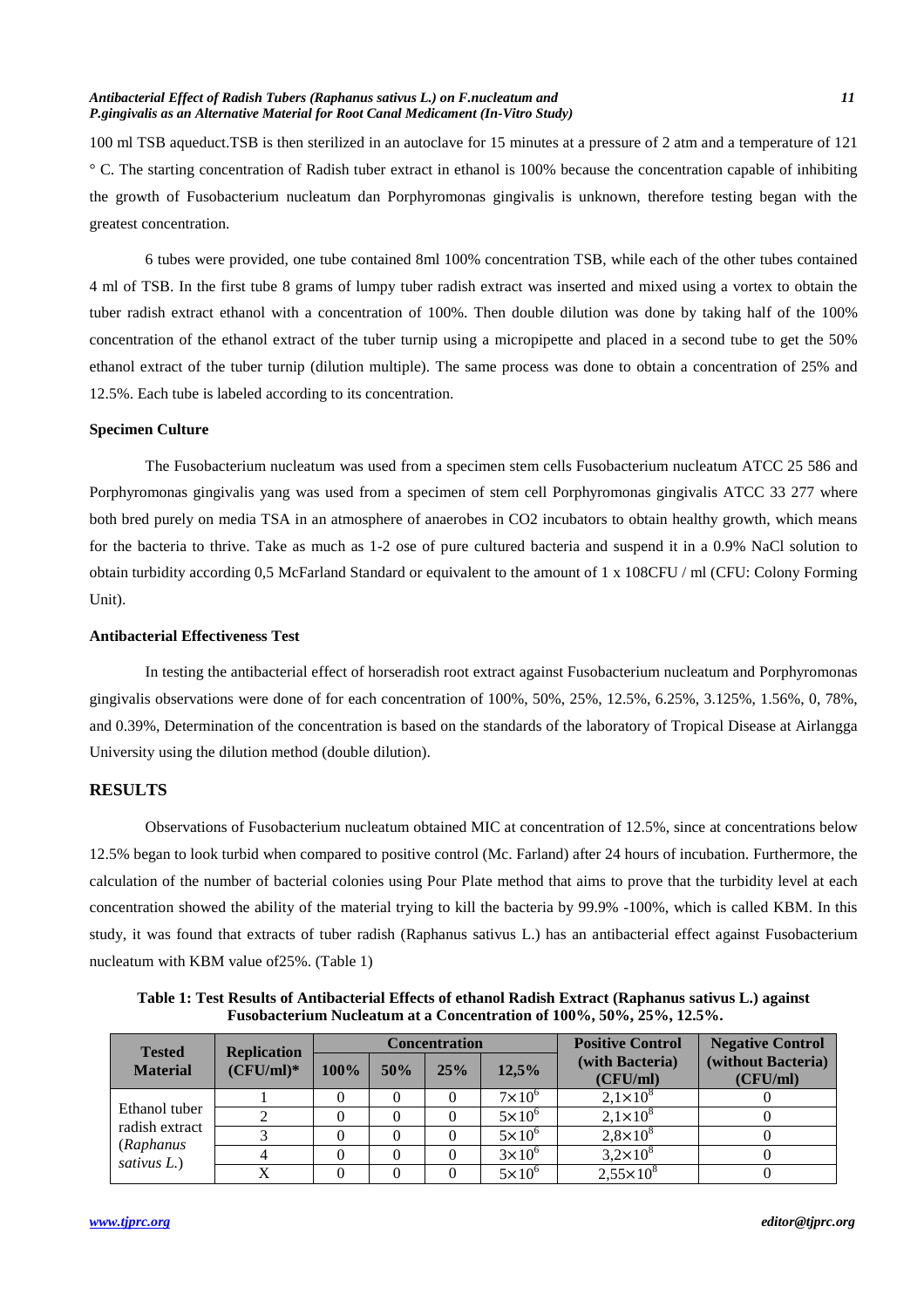100 ml TSB aqueduct.TSB is then sterilized in an autoclave for 15 minutes at a pressure of 2 atm and a temperature of 121 ° C. The starting concentration of Radish tuber extract in ethanol is 100% because the concentration capable of inhibiting the growth of Fusobacterium nucleatum dan Porphyromonas gingivalis is unknown, therefore testing began with the greatest concentration.

6 tubes were provided, one tube contained 8ml 100% concentration TSB, while each of the other tubes contained 4 ml of TSB. In the first tube 8 grams of lumpy tuber radish extract was inserted and mixed using a vortex to obtain the tuber radish extract ethanol with a concentration of 100%. Then double dilution was done by taking half of the 100% concentration of the ethanol extract of the tuber turnip using a micropipette and placed in a second tube to get the 50% ethanol extract of the tuber turnip (dilution multiple). The same process was done to obtain a concentration of 25% and 12.5%. Each tube is labeled according to its concentration.

### Specimen Culture

The Fusobacterium nucleatum was used from a specimen stem cells Fusobacterium nucleatum ATCC 25 586 and Porphyromonas gingivalis yang was used from a specimen of stem cell Porphyromonas gingivalis ATCC 33 277 where both bred purely on media TSA in an atmosphere of anaerobes in CO2 incubators to obtain healthy growth, which means for the bacteria to thrive. Take as much as 1-2 ose of pure cultured bacteria and suspend it in a 0.9% NaCl solution to obtain turbidity according 0,5 McFarland Standard or equivalent to the amount of 1 x 108CFU / ml (CFU: Colony Forming Unit).

### Antibacterial Effectiveness Test

In testing the antibacterial effect of horseradish root extract against Fusobacterium nucleatum and Porphyromonas gingivalis observations were done of for each concentration of 100%, 50%, 25%, 12.5%, 6.25%, 3.125%, 1.56%, 0, 78%, and 0.39%, Determination of the concentration is based on the standards of the laboratory of Tropical Disease at Airlangga University using the dilution method (double dilution).

## RESULTS

Observations of Fusobacterium nucleatum obtained MIC at concentration of 12.5%, since at concentrations below 12.5% began to look turbid when compared to positive control (Mc. Farland) after 24 hours of incubation. Furthermore, the calculation of the number of bacterial colonies using Pour Plate method that aims to prove that the turbidity level at each concentration showed the ability of the material trying to kill the bacteria by 99.9% -100%, which is called KBM. In this study, it was found that extracts of tuber radish (Raphanus sativus L.) has an antibacterial effect against Fusobacterium nucleatum with KBM value of25%. (Table 1)

**Table 1: Test Results of Antibacterial Effects of ethanol Radish Extract (Raphanus sativus L.) against Fusobacterium Nucleatum at a Concentration of 100%, 50%, 25%, 12.5%.**

| Tested Material | Replication (CFU/ml)* | Concentration | | | | Positive Control (with Bacteria) (CFU/ml) | Negative Control (without Bacteria) (CFU/ml) |
|---|---|---|---|---|---|---|---|
| | | 100% | 50% | 25% | 12,5% | | |
| Ethanol tuber radish extract (*Raphanus sativus L.*) | 1 | 0 | 0 | 0 | $7\times10^6$ | $2,1\times10^8$ | 0 |
| | 2 | 0 | 0 | 0 | $5\times10^6$ | $2,1\times10^8$ | 0 |
| | 3 | 0 | 0 | 0 | $5\times10^6$ | $2,8\times10^8$ | 0 |
| | 4 | 0 | 0 | 0 | $3\times10^6$ | $3,2\times10^8$ | 0 |
| | X | 0 | 0 | 0 | $5\times10^6$ | $2,55\times10^8$ | 0 |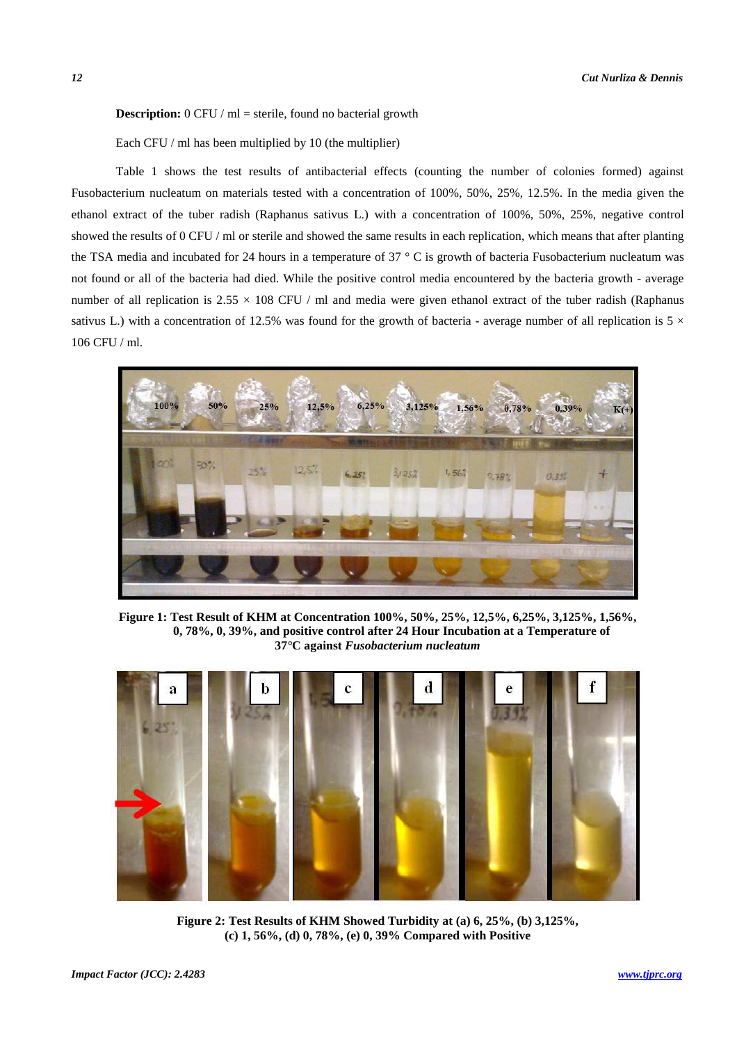**Description:** 0 CFU / ml = sterile, found no bacterial growth

Each CFU / ml has been multiplied by 10 (the multiplier)

Table 1 shows the test results of antibacterial effects (counting the number of colonies formed) against Fusobacterium nucleatum on materials tested with a concentration of 100%, 50%, 25%, 12.5%. In the media given the ethanol extract of the tuber radish (Raphanus sativus L.) with a concentration of 100%, 50%, 25%, negative control showed the results of 0 CFU / ml or sterile and showed the same results in each replication, which means that after planting the TSA media and incubated for 24 hours in a temperature of 37 ° C is growth of bacteria Fusobacterium nucleatum was not found or all of the bacteria had died. While the positive control media encountered by the bacteria growth - average number of all replication is 2.55 × 108 CFU / ml and media were given ethanol extract of the tuber radish (Raphanus sativus L.) with a concentration of 12.5% was found for the growth of bacteria - average number of all replication is 5 × 106 CFU / ml.

**Figure 1: Test Result of KHM at Concentration 100%, 50%, 25%, 12,5%, 6,25%, 3,125%, 1,56%, 0, 78%, 0, 39%, and positive control after 24 Hour Incubation at a Temperature of 37°C against *Fusobacterium nucleatum***

**Figure 2: Test Results of KHM Showed Turbidity at (a) 6, 25%, (b) 3,125%, (c) 1, 56%, (d) 0, 78%, (e) 0, 39% Compared with Positive**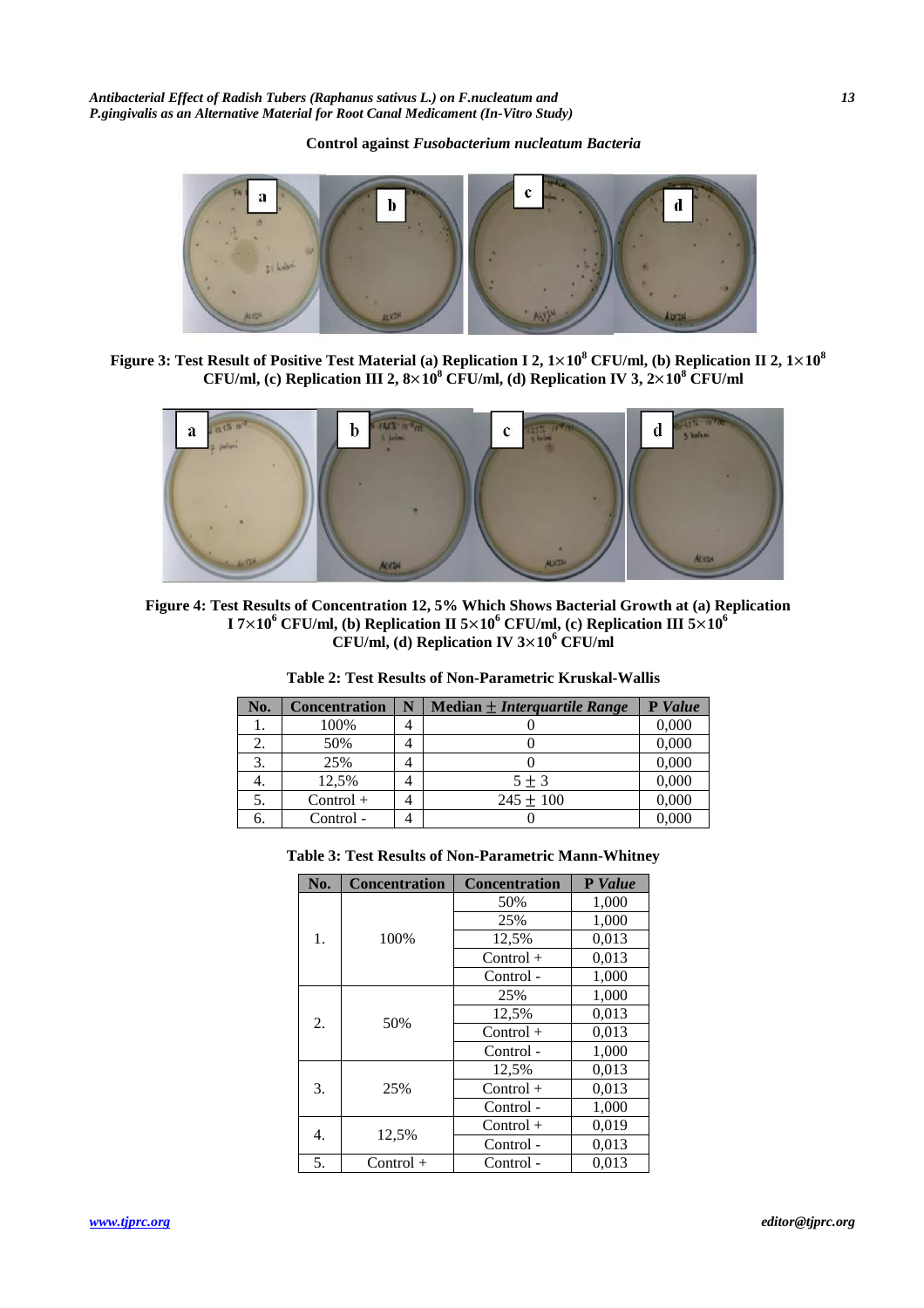**Control against *Fusobacterium nucleatum* Bacteria**

**Figure 3: Test Result of Positive Test Material (a) Replication I 2, $1 \times 10^8$ CFU/ml, (b) Replication II 2, $1 \times 10^8$ CFU/ml, (c) Replication III 2, $8 \times 10^8$ CFU/ml, (d) Replication IV 3, $2 \times 10^8$ CFU/ml**

**Figure 4: Test Results of Concentration 12, 5% Which Shows Bacterial Growth at (a) Replication I $7 \times 10^6$ CFU/ml, (b) Replication II $5 \times 10^6$ CFU/ml, (c) Replication III $5 \times 10^6$ CFU/ml, (d) Replication IV $3 \times 10^6$ CFU/ml**

**Table 2: Test Results of Non-Parametric Kruskal-Wallis**

| No. | Concentration | N | Median ± *Interquartile Range* | P *Value* |
|---|---|---|---|---|
| 1. | 100% | 4 | 0 | 0,000 |
| 2. | 50% | 4 | 0 | 0,000 |
| 3. | 25% | 4 | 0 | 0,000 |
| 4. | 12,5% | 4 | 5 ± 3 | 0,000 |
| 5. | Control + | 4 | 245 ± 100 | 0,000 |
| 6. | Control - | 4 | 0 | 0,000 |

**Table 3: Test Results of Non-Parametric Mann-Whitney**

| No. | Concentration | Concentration | P *Value* |
|---|---|---|---|
| 1. | 100% | 50% | 1,000 |
| | | 25% | 1,000 |
| | | 12,5% | 0,013 |
| | | Control + | 0,013 |
| | | Control - | 1,000 |
| 2. | 50% | 25% | 1,000 |
| | | 12,5% | 0,013 |
| | | Control + | 0,013 |
| | | Control - | 1,000 |
| 3. | 25% | 12,5% | 0,013 |
| | | Control + | 0,013 |
| | | Control - | 1,000 |
| 4. | 12,5% | Control + | 0,019 |
| | | Control - | 0,013 |
| 5. | Control + | Control - | 0,013 |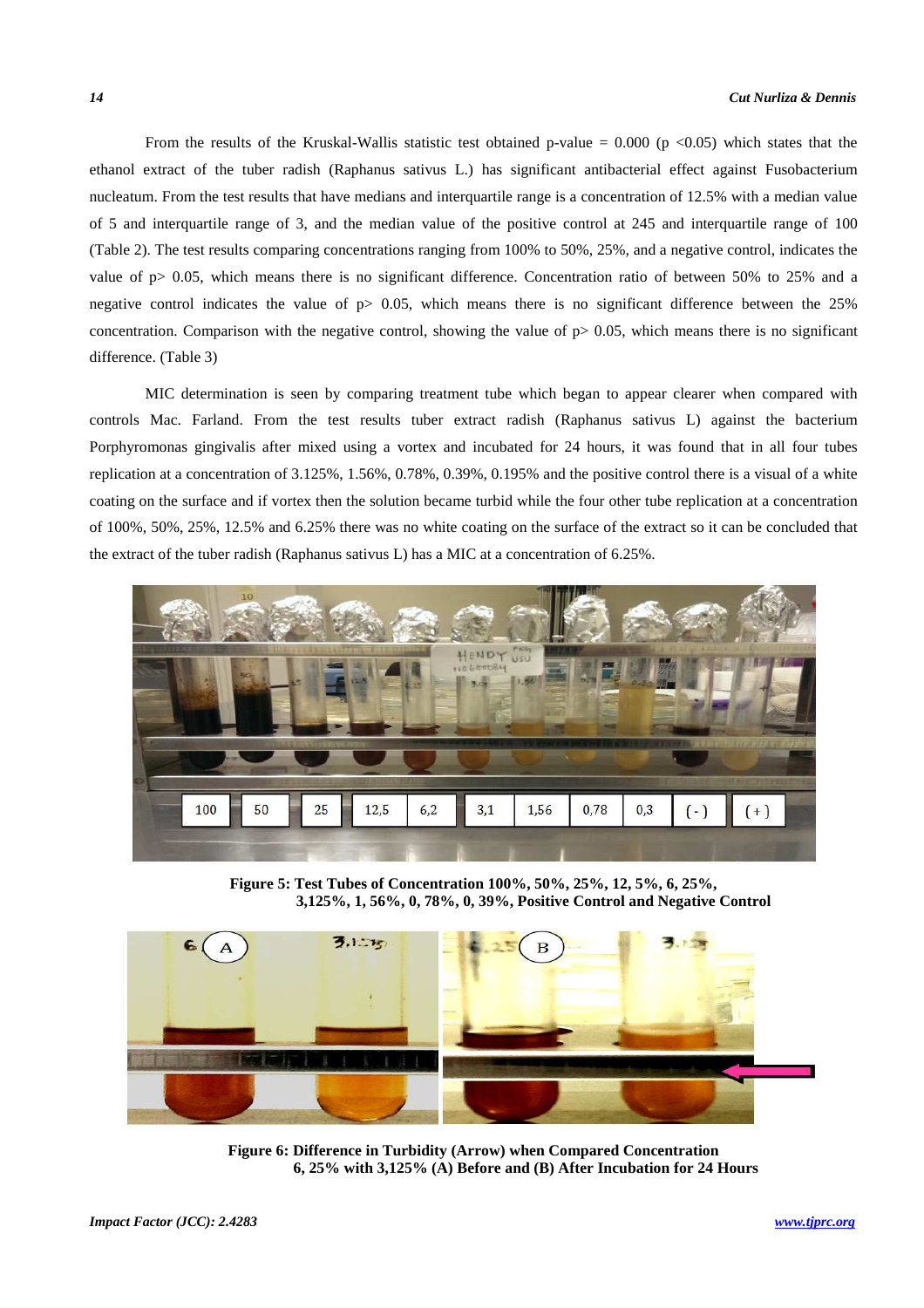From the results of the Kruskal-Wallis statistic test obtained p-value = 0.000 ($p < 0.05$) which states that the ethanol extract of the tuber radish (Raphanus sativus L.) has significant antibacterial effect against Fusobacterium nucleatum. From the test results that have medians and interquartile range is a concentration of 12.5% with a median value of 5 and interquartile range of 3, and the median value of the positive control at 245 and interquartile range of 100 (Table 2). The test results comparing concentrations ranging from 100% to 50%, 25%, and a negative control, indicates the value of $p > 0.05$, which means there is no significant difference. Concentration ratio of between 50% to 25% and a negative control indicates the value of $p > 0.05$, which means there is no significant difference between the 25% concentration. Comparison with the negative control, showing the value of $p > 0.05$, which means there is no significant difference. (Table 3)

MIC determination is seen by comparing treatment tube which began to appear clearer when compared with controls Mac. Farland. From the test results tuber extract radish (Raphanus sativus L) against the bacterium Porphyromonas gingivalis after mixed using a vortex and incubated for 24 hours, it was found that in all four tubes replication at a concentration of 3.125%, 1.56%, 0.78%, 0.39%, 0.195% and the positive control there is a visual of a white coating on the surface and if vortex then the solution became turbid while the four other tube replication at a concentration of 100%, 50%, 25%, 12.5% and 6.25% there was no white coating on the surface of the extract so it can be concluded that the extract of the tuber radish (Raphanus sativus L) has a MIC at a concentration of 6.25%.

**Figure 5: Test Tubes of Concentration 100%, 50%, 25%, 12, 5%, 6, 25%, 3,125%, 1, 56%, 0, 78%, 0, 39%, Positive Control and Negative Control**

**Figure 6: Difference in Turbidity (Arrow) when Compared Concentration 6, 25% with 3,125% (A) Before and (B) After Incubation for 24 Hours**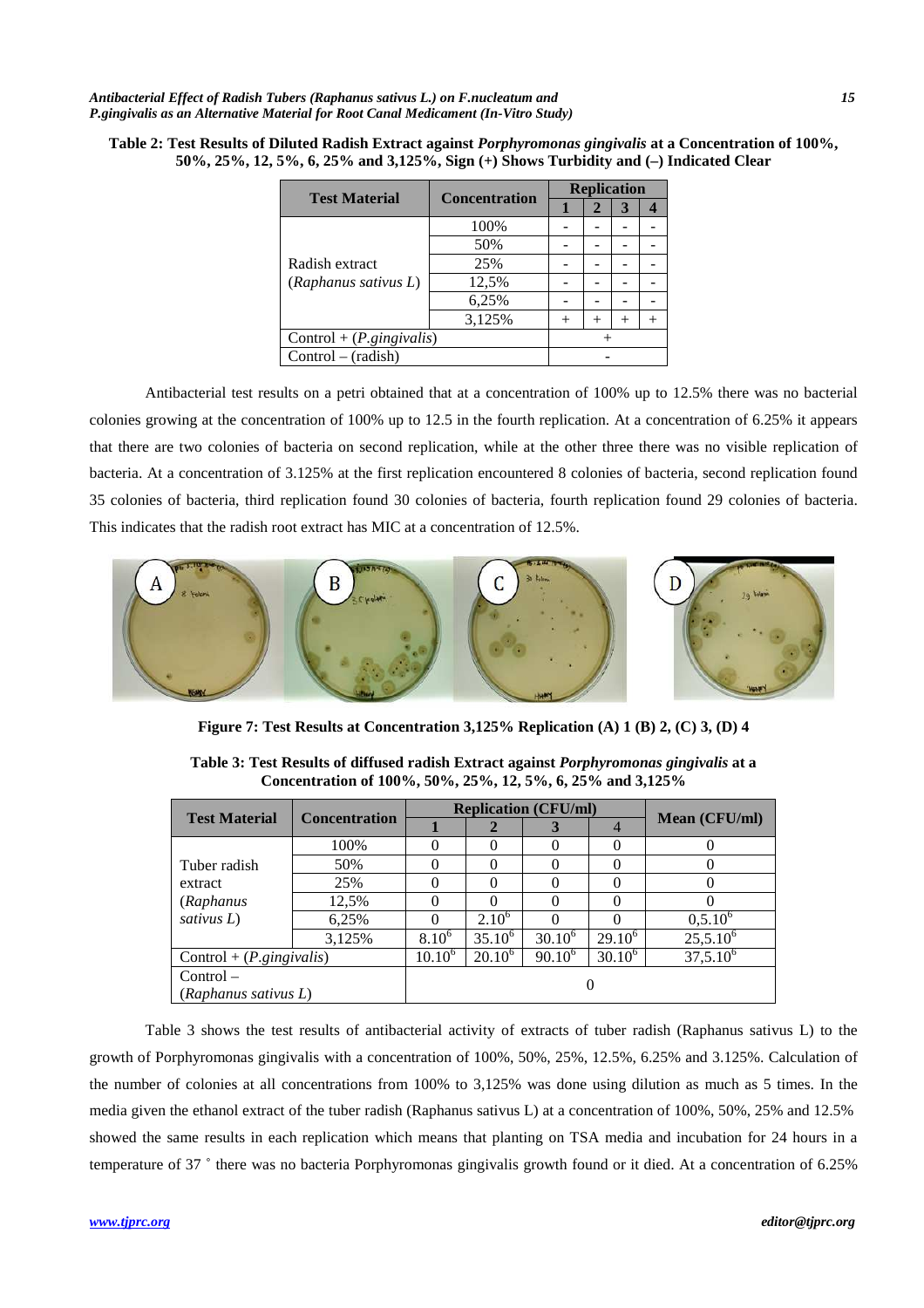**Table 2: Test Results of Diluted Radish Extract against *Porphyromonas gingivalis* at a Concentration of 100%, 50%, 25%, 12, 5%, 6, 25% and 3,125%, Sign (+) Shows Turbidity and (–) Indicated Clear**

| Test Material | Concentration | Replication | | | |
|---|---|---|---|---|---|
| | | 1 | 2 | 3 | 4 |
| Radish extract (*Raphanus sativus L*) | 100% | - | - | - | - |
| | 50% | - | - | - | - |
| | 25% | - | - | - | - |
| | 12,5% | - | - | - | - |
| | 6,25% | - | - | - | - |
| | 3,125% | + | + | + | + |
| Control + (*P.gingivalis*) | | + | | | |
| Control – (radish) | | - | | | |

Antibacterial test results on a petri obtained that at a concentration of 100% up to 12.5% there was no bacterial colonies growing at the concentration of 100% up to 12.5 in the fourth replication. At a concentration of 6.25% it appears that there are two colonies of bacteria on second replication, while at the other three there was no visible replication of bacteria. At a concentration of 3.125% at the first replication encountered 8 colonies of bacteria, second replication found 35 colonies of bacteria, third replication found 30 colonies of bacteria, fourth replication found 29 colonies of bacteria. This indicates that the radish root extract has MIC at a concentration of 12.5%.

**Figure 7: Test Results at Concentration 3,125% Replication (A) 1 (B) 2, (C) 3, (D) 4**

**Table 3: Test Results of diffused radish Extract against *Porphyromonas gingivalis* at a Concentration of 100%, 50%, 25%, 12, 5%, 6, 25% and 3,125%**

| Test Material | Concentration | Replication (CFU/ml) | | | | Mean (CFU/ml) |
|---|---|---|---|---|---|---|
| | | 1 | 2 | 3 | 4 | |
| Tuber radish extract (*Raphanus sativus L*) | 100% | 0 | 0 | 0 | 0 | 0 |
| | 50% | 0 | 0 | 0 | 0 | 0 |
| | 25% | 0 | 0 | 0 | 0 | 0 |
| | 12,5% | 0 | 0 | 0 | 0 | 0 |
| | 6,25% | 0 | $2.10^6$ | 0 | 0 | $0,5.10^6$ |
| | 3,125% | $8.10^6$ | $35.10^6$ | $30.10^6$ | $29.10^6$ | $25,5.10^6$ |
| Control + (*P.gingivalis*) | | $10.10^6$ | $20.10^6$ | $90.10^6$ | $30.10^6$ | $37,5.10^6$ |
| Control – (*Raphanus sativus L*) | | 0 | | | | |

Table 3 shows the test results of antibacterial activity of extracts of tuber radish (Raphanus sativus L) to the growth of Porphyromonas gingivalis with a concentration of 100%, 50%, 25%, 12.5%, 6.25% and 3.125%. Calculation of the number of colonies at all concentrations from 100% to 3,125% was done using dilution as much as 5 times. In the media given the ethanol extract of the tuber radish (Raphanus sativus L) at a concentration of 100%, 50%, 25% and 12.5% showed the same results in each replication which means that planting on TSA media and incubation for 24 hours in a temperature of 37 ˚ there was no bacteria Porphyromonas gingivalis growth found or it died. At a concentration of 6.25%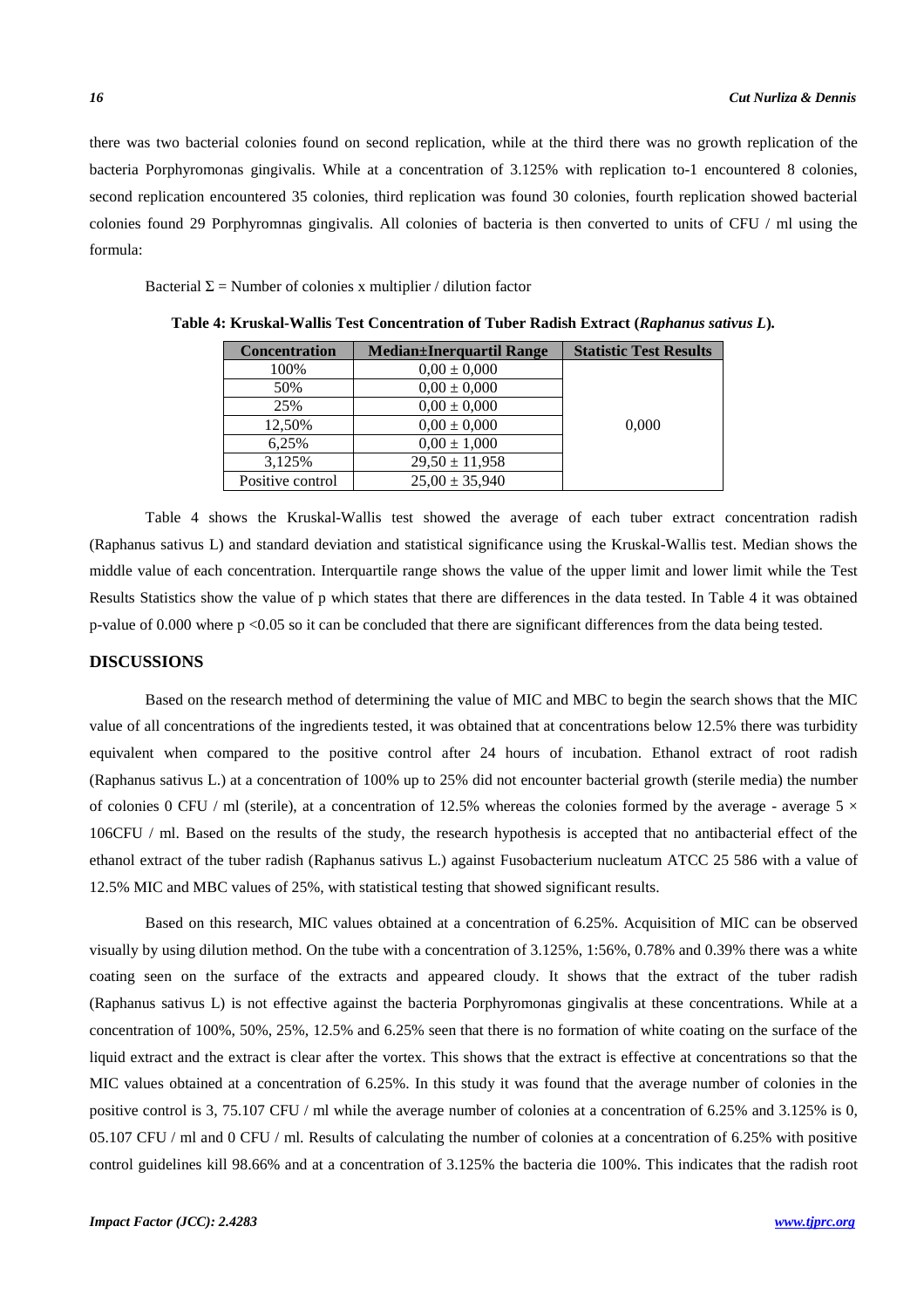there was two bacterial colonies found on second replication, while at the third there was no growth replication of the bacteria Porphyromonas gingivalis. While at a concentration of 3.125% with replication to-1 encountered 8 colonies, second replication encountered 35 colonies, third replication was found 30 colonies, fourth replication showed bacterial colonies found 29 Porphyromnas gingivalis. All colonies of bacteria is then converted to units of CFU / ml using the formula:

Bacterial $\Sigma$ = Number of colonies x multiplier / dilution factor

**Table 4: Kruskal-Wallis Test Concentration of Tuber Radish Extract (*Raphanus sativus L*).**

| Concentration | Median±Inerquartil Range | Statistic Test Results |
|---|---|---|
| 100% | 0,00 ± 0,000 | 0,000 |
| 50% | 0,00 ± 0,000 | |
| 25% | 0,00 ± 0,000 | |
| 12,50% | 0,00 ± 0,000 | |
| 6,25% | 0,00 ± 1,000 | |
| 3,125% | 29,50 ± 11,958 | |
| Positive control | 25,00 ± 35,940 | |

Table 4 shows the Kruskal-Wallis test showed the average of each tuber extract concentration radish (Raphanus sativus L) and standard deviation and statistical significance using the Kruskal-Wallis test. Median shows the middle value of each concentration. Interquartile range shows the value of the upper limit and lower limit while the Test Results Statistics show the value of p which states that there are differences in the data tested. In Table 4 it was obtained p-value of 0.000 where $p < 0.05$ so it can be concluded that there are significant differences from the data being tested.

## DISCUSSIONS

Based on the research method of determining the value of MIC and MBC to begin the search shows that the MIC value of all concentrations of the ingredients tested, it was obtained that at concentrations below 12.5% there was turbidity equivalent when compared to the positive control after 24 hours of incubation. Ethanol extract of root radish (Raphanus sativus L.) at a concentration of 100% up to 25% did not encounter bacterial growth (sterile media) the number of colonies 0 CFU / ml (sterile), at a concentration of 12.5% whereas the colonies formed by the average - average 5 × 106CFU / ml. Based on the results of the study, the research hypothesis is accepted that no antibacterial effect of the ethanol extract of the tuber radish (Raphanus sativus L.) against Fusobacterium nucleatum ATCC 25 586 with a value of 12.5% MIC and MBC values of 25%, with statistical testing that showed significant results.

Based on this research, MIC values obtained at a concentration of 6.25%. Acquisition of MIC can be observed visually by using dilution method. On the tube with a concentration of 3.125%, 1:56%, 0.78% and 0.39% there was a white coating seen on the surface of the extracts and appeared cloudy. It shows that the extract of the tuber radish (Raphanus sativus L) is not effective against the bacteria Porphyromonas gingivalis at these concentrations. While at a concentration of 100%, 50%, 25%, 12.5% and 6.25% seen that there is no formation of white coating on the surface of the liquid extract and the extract is clear after the vortex. This shows that the extract is effective at concentrations so that the MIC values obtained at a concentration of 6.25%. In this study it was found that the average number of colonies in the positive control is 3, 75.107 CFU / ml while the average number of colonies at a concentration of 6.25% and 3.125% is 0, 05.107 CFU / ml and 0 CFU / ml. Results of calculating the number of colonies at a concentration of 6.25% with positive control guidelines kill 98.66% and at a concentration of 3.125% the bacteria die 100%. This indicates that the radish root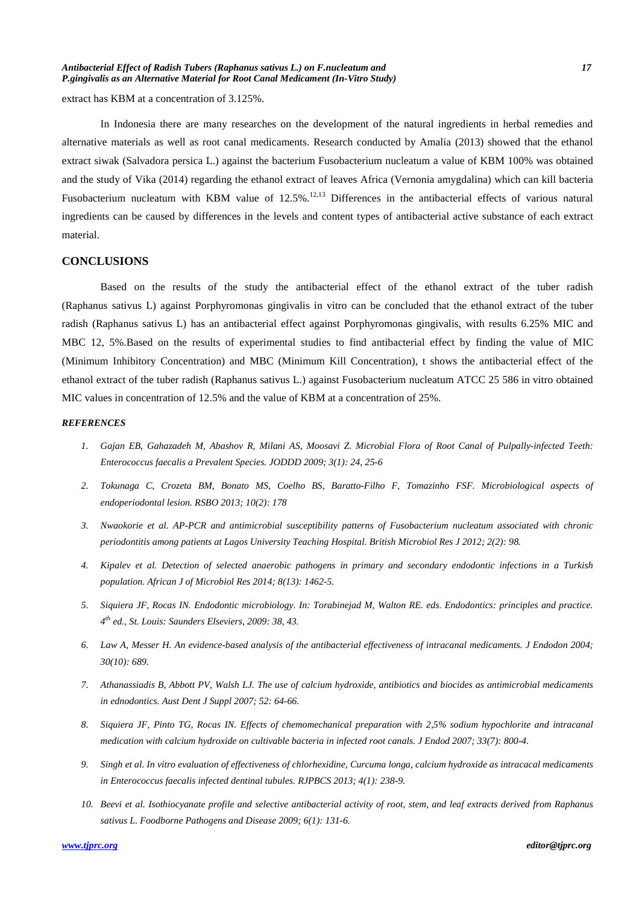extract has KBM at a concentration of 3.125%.

In Indonesia there are many researches on the development of the natural ingredients in herbal remedies and alternative materials as well as root canal medicaments. Research conducted by Amalia (2013) showed that the ethanol extract siwak (Salvadora persica L.) against the bacterium Fusobacterium nucleatum a value of KBM 100% was obtained and the study of Vika (2014) regarding the ethanol extract of leaves Africa (Vernonia amygdalina) which can kill bacteria Fusobacterium nucleatum with KBM value of 12.5%.[12,13] Differences in the antibacterial effects of various natural ingredients can be caused by differences in the levels and content types of antibacterial active substance of each extract material.

## CONCLUSIONS

Based on the results of the study the antibacterial effect of the ethanol extract of the tuber radish (Raphanus sativus L) against Porphyromonas gingivalis in vitro can be concluded that the ethanol extract of the tuber radish (Raphanus sativus L) has an antibacterial effect against Porphyromonas gingivalis, with results 6.25% MIC and MBC 12, 5%.Based on the results of experimental studies to find antibacterial effect by finding the value of MIC (Minimum Inhibitory Concentration) and MBC (Minimum Kill Concentration), t shows the antibacterial effect of the ethanol extract of the tuber radish (Raphanus sativus L.) against Fusobacterium nucleatum ATCC 25 586 in vitro obtained MIC values in concentration of 12.5% and the value of KBM at a concentration of 25%.

### *REFERENCES*

1. *Gajan EB, Gahazadeh M, Abashov R, Milani AS, Moosavi Z. Microbial Flora of Root Canal of Pulpally-infected Teeth: Enterococcus faecalis a Prevalent Species. JODDD 2009; 3(1): 24, 25-6*
2. *Tokunaga C, Crozeta BM, Bonato MS, Coelho BS, Baratto-Filho F, Tomazinho FSF. Microbiological aspects of endoperiodontal lesion. RSBO 2013; 10(2): 178*
3. *Nwaokorie et al. AP-PCR and antimicrobial susceptibility patterns of Fusobacterium nucleatum associated with chronic periodontitis among patients at Lagos University Teaching Hospital. British Microbiol Res J 2012; 2(2): 98.*
4. *Kipalev et al. Detection of selected anaerobic pathogens in primary and secondary endodontic infections in a Turkish population. African J of Microbiol Res 2014; 8(13): 1462-5.*
5. *Siquiera JF, Rocas IN. Endodontic microbiology. In: Torabinejad M, Walton RE. eds. Endodontics: principles and practice. 4th ed., St. Louis: Saunders Elseviers, 2009: 38, 43.*
6. *Law A, Messer H. An evidence-based analysis of the antibacterial effectiveness of intracanal medicaments. J Endodon 2004; 30(10): 689.*
7. *Athanassiadis B, Abbott PV, Walsh LJ. The use of calcium hydroxide, antibiotics and biocides as antimicrobial medicaments in ednodontics. Aust Dent J Suppl 2007; 52: 64-66.*
8. *Siquiera JF, Pinto TG, Rocas IN. Effects of chemomechanical preparation with 2,5% sodium hypochlorite and intracanal medication with calcium hydroxide on cultivable bacteria in infected root canals. J Endod 2007; 33(7): 800-4.*
9. *Singh et al. In vitro evaluation of effectiveness of chlorhexidine, Curcuma longa, calcium hydroxide as intracacal medicaments in Enterococcus faecalis infected dentinal tubules. RJPBCS 2013; 4(1): 238-9.*
10. *Beevi et al. Isothiocyanate profile and selective antibacterial activity of root, stem, and leaf extracts derived from Raphanus sativus L. Foodborne Pathogens and Disease 2009; 6(1): 131-6.*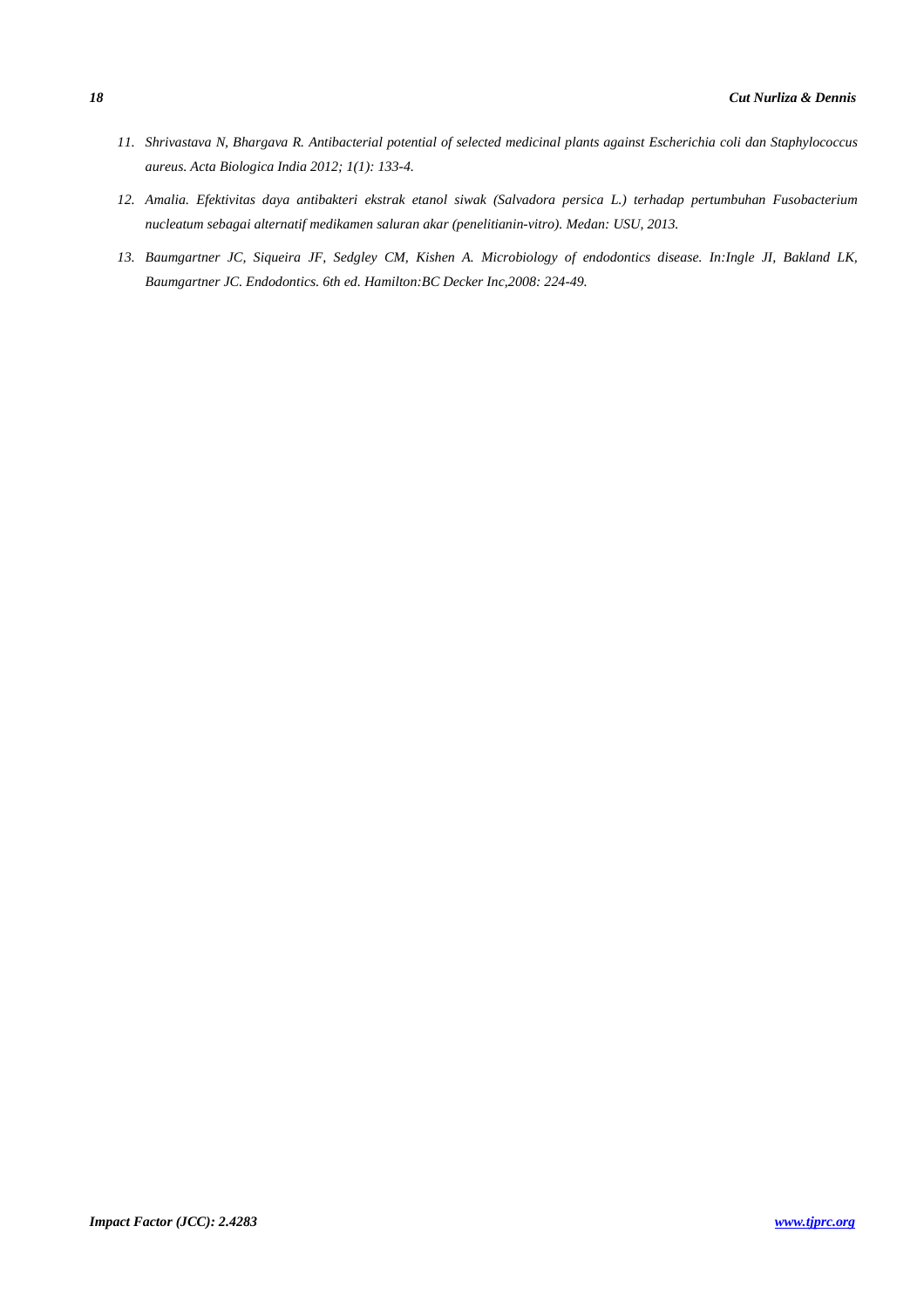11. *Shrivastava N, Bhargava R. Antibacterial potential of selected medicinal plants against Escherichia coli dan Staphylococcus aureus. Acta Biologica India 2012; 1(1): 133-4.*
12. *Amalia. Efektivitas daya antibakteri ekstrak etanol siwak (Salvadora persica L.) terhadap pertumbuhan Fusobacterium nucleatum sebagai alternatif medikamen saluran akar (penelitianin-vitro). Medan: USU, 2013.*
13. *Baumgartner JC, Siqueira JF, Sedgley CM, Kishen A. Microbiology of endodontics disease. In:Ingle JI, Bakland LK, Baumgartner JC. Endodontics. 6th ed. Hamilton:BC Decker Inc,2008: 224-49.*